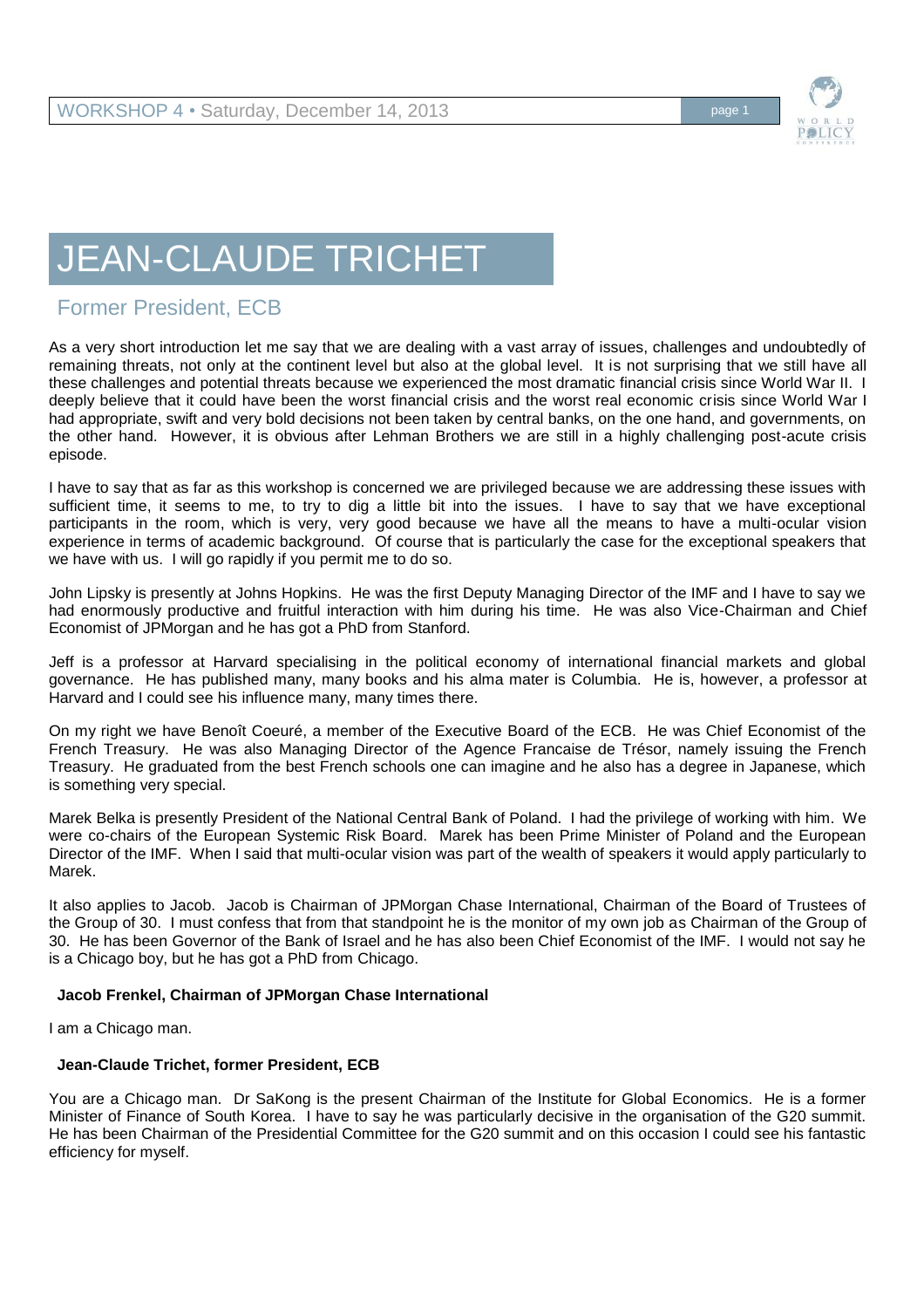# JEAN-CLAUDE TRICHET

## Former President, ECB

As a very short introduction let me say that we are dealing with a vast array of issues, challenges and undoubtedly of remaining threats, not only at the continent level but also at the global level. It is not surprising that we still have all these challenges and potential threats because we experienced the most dramatic financial crisis since World War II. I deeply believe that it could have been the worst financial crisis and the worst real economic crisis since World War I had appropriate, swift and very bold decisions not been taken by central banks, on the one hand, and governments, on the other hand. However, it is obvious after Lehman Brothers we are still in a highly challenging post-acute crisis episode.

I have to say that as far as this workshop is concerned we are privileged because we are addressing these issues with sufficient time, it seems to me, to try to dig a little bit into the issues. I have to say that we have exceptional participants in the room, which is very, very good because we have all the means to have a multi-ocular vision experience in terms of academic background. Of course that is particularly the case for the exceptional speakers that we have with us. I will go rapidly if you permit me to do so.

John Lipsky is presently at Johns Hopkins. He was the first Deputy Managing Director of the IMF and I have to say we had enormously productive and fruitful interaction with him during his time. He was also Vice-Chairman and Chief Economist of JPMorgan and he has got a PhD from Stanford.

Jeff is a professor at Harvard specialising in the political economy of international financial markets and global governance. He has published many, many books and his alma mater is Columbia. He is, however, a professor at Harvard and I could see his influence many, many times there.

On my right we have Benoît Coeuré, a member of the Executive Board of the ECB. He was Chief Economist of the French Treasury. He was also Managing Director of the Agence Francaise de Trésor, namely issuing the French Treasury. He graduated from the best French schools one can imagine and he also has a degree in Japanese, which is something very special.

Marek Belka is presently President of the National Central Bank of Poland. I had the privilege of working with him. We were co-chairs of the European Systemic Risk Board. Marek has been Prime Minister of Poland and the European Director of the IMF. When I said that multi-ocular vision was part of the wealth of speakers it would apply particularly to Marek.

It also applies to Jacob. Jacob is Chairman of JPMorgan Chase International, Chairman of the Board of Trustees of the Group of 30. I must confess that from that standpoint he is the monitor of my own job as Chairman of the Group of 30. He has been Governor of the Bank of Israel and he has also been Chief Economist of the IMF. I would not say he is a Chicago boy, but he has got a PhD from Chicago.

**Jacob Frenkel, Chairman of JPMorgan Chase International**

I am a Chicago man.

**Jean-Claude Trichet, former President, ECB**

You are a Chicago man. Dr SaKong is the present Chairman of the Institute for Global Economics. He is a former Minister of Finance of South Korea. I have to say he was particularly decisive in the organisation of the G20 summit. He has been Chairman of the Presidential Committee for the G20 summit and on this occasion I could see his fantastic efficiency for myself.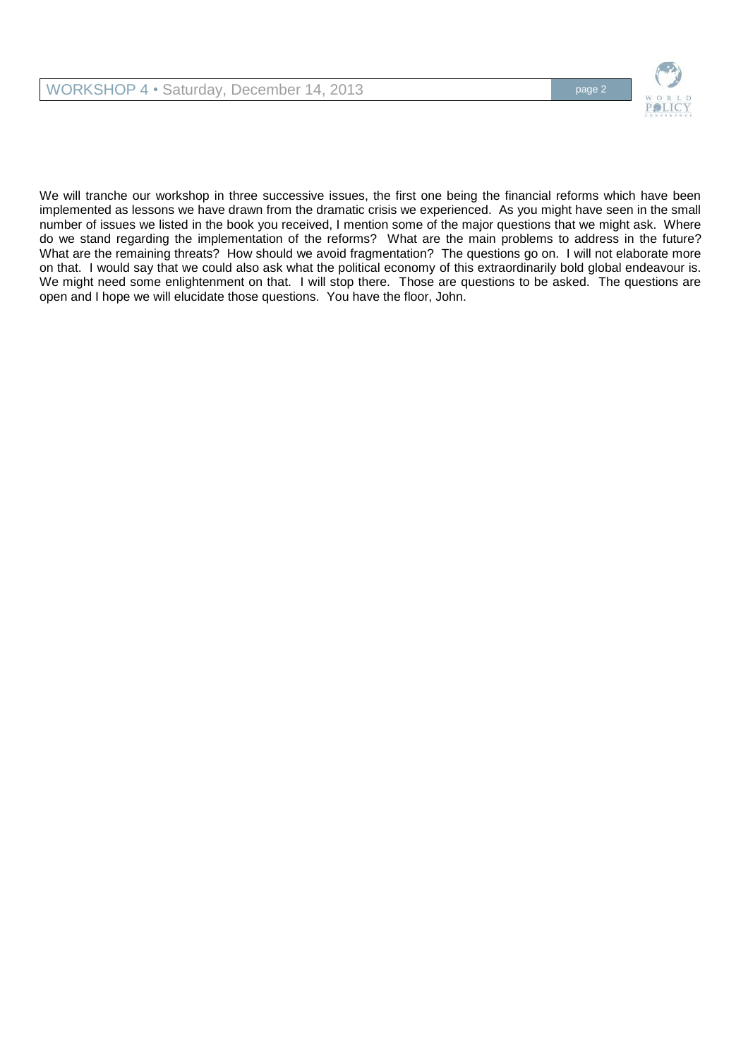We will tranche our workshop in three successive issues, the first one being the financial reforms which have been implemented as lessons we have drawn from the dramatic crisis we experienced. As you might have seen in the small number of issues we listed in the book you received, I mention some of the major questions that we might ask. Where do we stand regarding the implementation of the reforms? What are the main problems to address in the future? What are the remaining threats? How should we avoid fragmentation? The questions go on. I will not elaborate more on that. I would say that we could also ask what the political economy of this extraordinarily bold global endeavour is. We might need some enlightenment on that. I will stop there. Those are questions to be asked. The questions are open and I hope we will elucidate those questions. You have the floor, John.